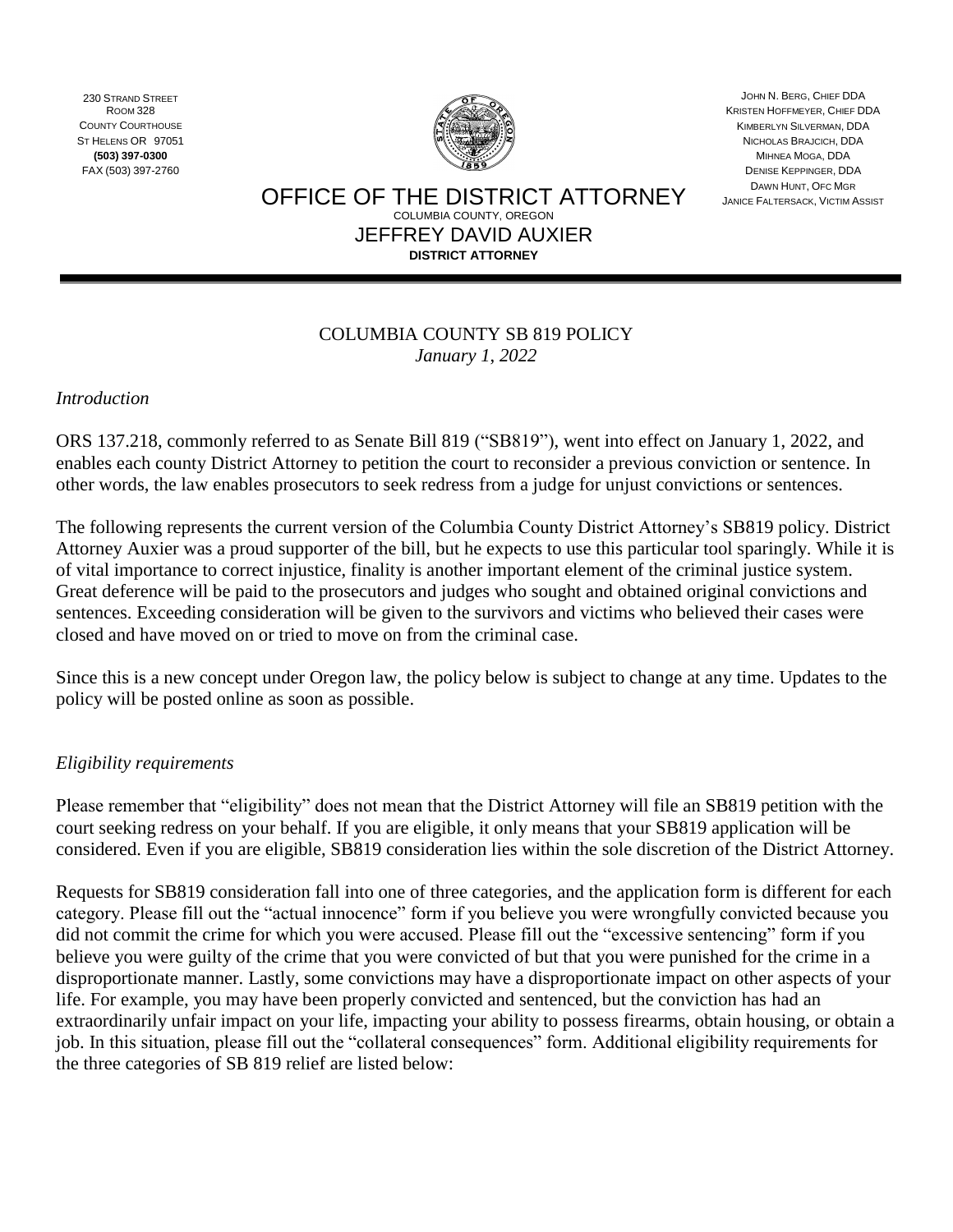230 STRAND STREET
ROOM 328
COUNTY COURTHOUSE
ST HELENS OR 97051
**(503) 397-0300**
FAX (503) 397-2760

JOHN N. BERG, CHIEF DDA
KRISTEN HOFFMEYER, CHIEF DDA
KIMBERLYN SILVERMAN, DDA
NICHOLAS BRAJCICH, DDA
MIHNEA MOGA, DDA
DENISE KEPPINGER, DDA
DAWN HUNT, OFC MGR
JANICE FALTERSACK, VICTIM ASSIST

# OFFICE OF THE DISTRICT ATTORNEY

COLUMBIA COUNTY, OREGON

JEFFREY DAVID AUXIER

**DISTRICT ATTORNEY**

---

## COLUMBIA COUNTY SB 819 POLICY

*January 1, 2022*

### *Introduction*

ORS 137.218, commonly referred to as Senate Bill 819 ("SB819"), went into effect on January 1, 2022, and enables each county District Attorney to petition the court to reconsider a previous conviction or sentence. In other words, the law enables prosecutors to seek redress from a judge for unjust convictions or sentences.

The following represents the current version of the Columbia County District Attorney's SB819 policy. District Attorney Auxier was a proud supporter of the bill, but he expects to use this particular tool sparingly. While it is of vital importance to correct injustice, finality is another important element of the criminal justice system. Great deference will be paid to the prosecutors and judges who sought and obtained original convictions and sentences. Exceeding consideration will be given to the survivors and victims who believed their cases were closed and have moved on or tried to move on from the criminal case.

Since this is a new concept under Oregon law, the policy below is subject to change at any time. Updates to the policy will be posted online as soon as possible.

### *Eligibility requirements*

Please remember that "eligibility" does not mean that the District Attorney will file an SB819 petition with the court seeking redress on your behalf. If you are eligible, it only means that your SB819 application will be considered. Even if you are eligible, SB819 consideration lies within the sole discretion of the District Attorney.

Requests for SB819 consideration fall into one of three categories, and the application form is different for each category. Please fill out the "actual innocence" form if you believe you were wrongfully convicted because you did not commit the crime for which you were accused. Please fill out the "excessive sentencing" form if you believe you were guilty of the crime that you were convicted of but that you were punished for the crime in a disproportionate manner. Lastly, some convictions may have a disproportionate impact on other aspects of your life. For example, you may have been properly convicted and sentenced, but the conviction has had an extraordinarily unfair impact on your life, impacting your ability to possess firearms, obtain housing, or obtain a job. In this situation, please fill out the "collateral consequences" form. Additional eligibility requirements for the three categories of SB 819 relief are listed below: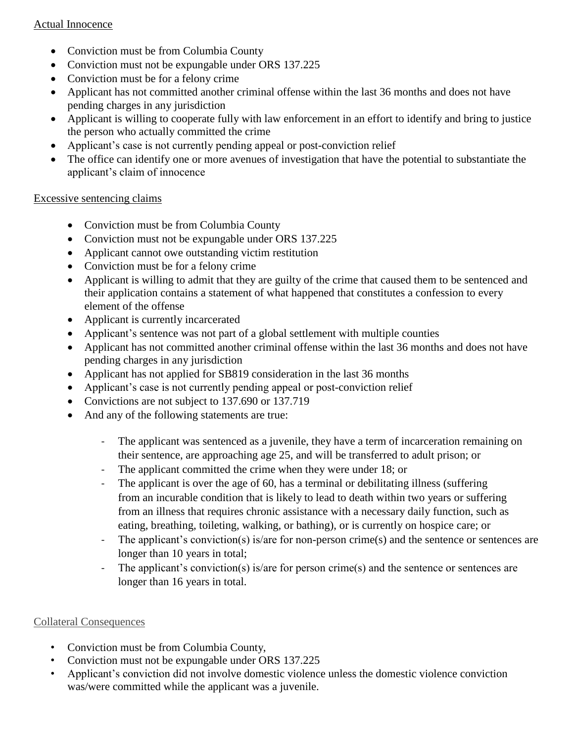Actual Innocence

- Conviction must be from Columbia County
- Conviction must not be expungable under ORS 137.225
- Conviction must be for a felony crime
- Applicant has not committed another criminal offense within the last 36 months and does not have pending charges in any jurisdiction
- Applicant is willing to cooperate fully with law enforcement in an effort to identify and bring to justice the person who actually committed the crime
- Applicant's case is not currently pending appeal or post-conviction relief
- The office can identify one or more avenues of investigation that have the potential to substantiate the applicant's claim of innocence

Excessive sentencing claims

- Conviction must be from Columbia County
- Conviction must not be expungable under ORS 137.225
- Applicant cannot owe outstanding victim restitution
- Conviction must be for a felony crime
- Applicant is willing to admit that they are guilty of the crime that caused them to be sentenced and their application contains a statement of what happened that constitutes a confession to every element of the offense
- Applicant is currently incarcerated
- Applicant's sentence was not part of a global settlement with multiple counties
- Applicant has not committed another criminal offense within the last 36 months and does not have pending charges in any jurisdiction
- Applicant has not applied for SB819 consideration in the last 36 months
- Applicant's case is not currently pending appeal or post-conviction relief
- Convictions are not subject to 137.690 or 137.719
- And any of the following statements are true:
    - The applicant was sentenced as a juvenile, they have a term of incarceration remaining on their sentence, are approaching age 25, and will be transferred to adult prison; or
    - The applicant committed the crime when they were under 18; or
    - The applicant is over the age of 60, has a terminal or debilitating illness (suffering from an incurable condition that is likely to lead to death within two years or suffering from an illness that requires chronic assistance with a necessary daily function, such as eating, breathing, toileting, walking, or bathing), or is currently on hospice care; or
    - The applicant's conviction(s) is/are for non-person crime(s) and the sentence or sentences are longer than 10 years in total;
    - The applicant's conviction(s) is/are for person crime(s) and the sentence or sentences are longer than 16 years in total.

Collateral Consequences

- Conviction must be from Columbia County,
- Conviction must not be expungable under ORS 137.225
- Applicant's conviction did not involve domestic violence unless the domestic violence conviction was/were committed while the applicant was a juvenile.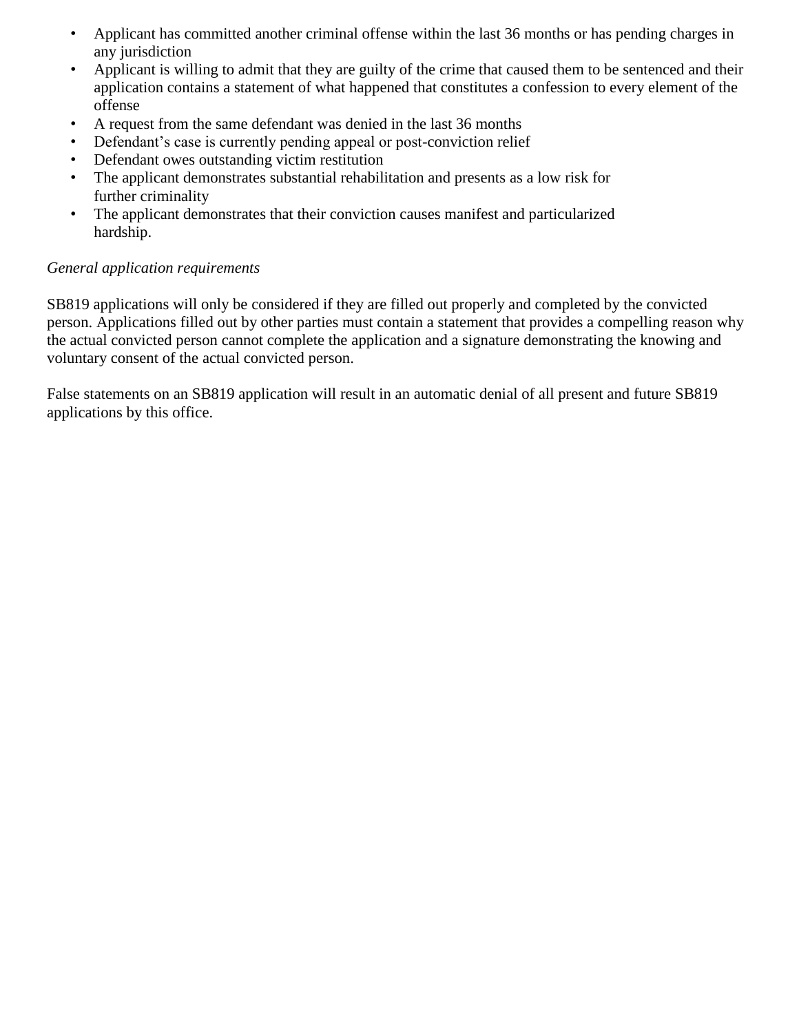- Applicant has committed another criminal offense within the last 36 months or has pending charges in any jurisdiction
- Applicant is willing to admit that they are guilty of the crime that caused them to be sentenced and their application contains a statement of what happened that constitutes a confession to every element of the offense
- A request from the same defendant was denied in the last 36 months
- Defendant's case is currently pending appeal or post-conviction relief
- Defendant owes outstanding victim restitution
- The applicant demonstrates substantial rehabilitation and presents as a low risk for further criminality
- The applicant demonstrates that their conviction causes manifest and particularized hardship.

*General application requirements*

SB819 applications will only be considered if they are filled out properly and completed by the convicted person. Applications filled out by other parties must contain a statement that provides a compelling reason why the actual convicted person cannot complete the application and a signature demonstrating the knowing and voluntary consent of the actual convicted person.

False statements on an SB819 application will result in an automatic denial of all present and future SB819 applications by this office.